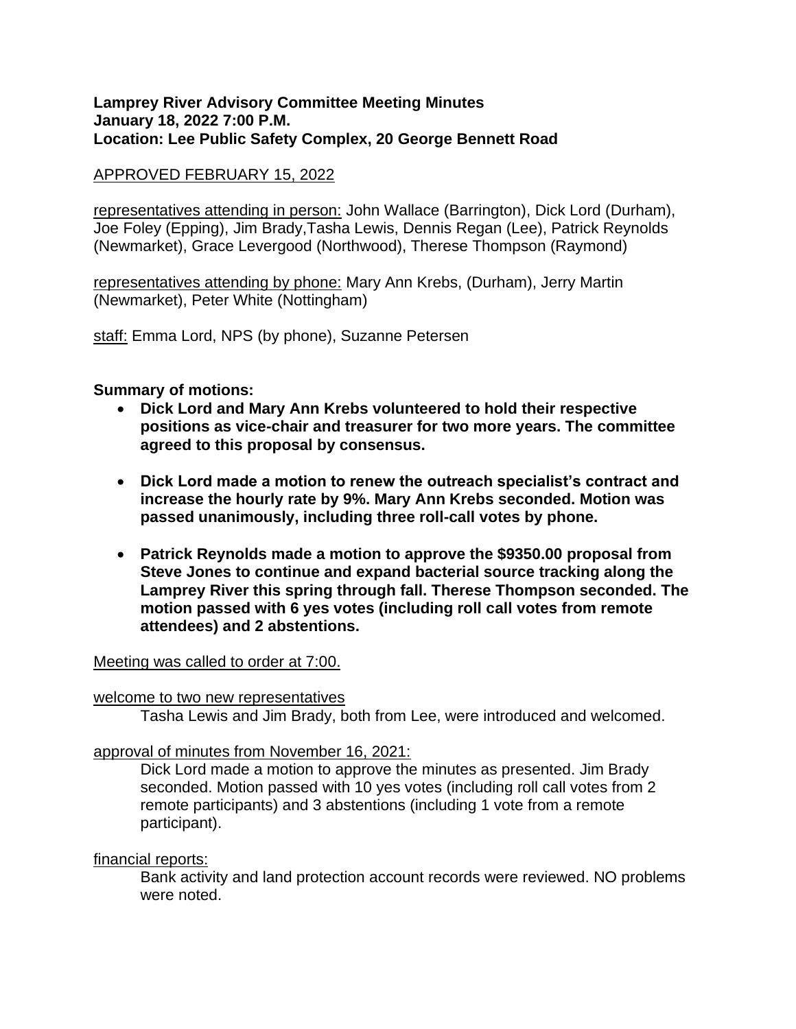**Lamprey River Advisory Committee Meeting Minutes**
**January 18, 2022 7:00 P.M.**
**Location: Lee Public Safety Complex, 20 George Bennett Road**

<u>APPROVED FEBRUARY 15, 2022</u>

<u>representatives attending in person:</u> John Wallace (Barrington), Dick Lord (Durham), Joe Foley (Epping), Jim Brady,Tasha Lewis, Dennis Regan (Lee), Patrick Reynolds (Newmarket), Grace Levergood (Northwood), Therese Thompson (Raymond)

<u>representatives attending by phone:</u> Mary Ann Krebs, (Durham), Jerry Martin (Newmarket), Peter White (Nottingham)

<u>staff:</u> Emma Lord, NPS (by phone), Suzanne Petersen

**Summary of motions:**

- **Dick Lord and Mary Ann Krebs volunteered to hold their respective positions as vice-chair and treasurer for two more years. The committee agreed to this proposal by consensus.**
- **Dick Lord made a motion to renew the outreach specialist's contract and increase the hourly rate by 9%. Mary Ann Krebs seconded. Motion was passed unanimously, including three roll-call votes by phone.**
- **Patrick Reynolds made a motion to approve the $9350.00 proposal from Steve Jones to continue and expand bacterial source tracking along the Lamprey River this spring through fall. Therese Thompson seconded. The motion passed with 6 yes votes (including roll call votes from remote attendees) and 2 abstentions.**

<u>Meeting was called to order at 7:00.</u>

<u>welcome to two new representatives</u>

Tasha Lewis and Jim Brady, both from Lee, were introduced and welcomed.

<u>approval of minutes from November 16, 2021:</u>

Dick Lord made a motion to approve the minutes as presented. Jim Brady seconded. Motion passed with 10 yes votes (including roll call votes from 2 remote participants) and 3 abstentions (including 1 vote from a remote participant).

<u>financial reports:</u>

Bank activity and land protection account records were reviewed. NO problems were noted.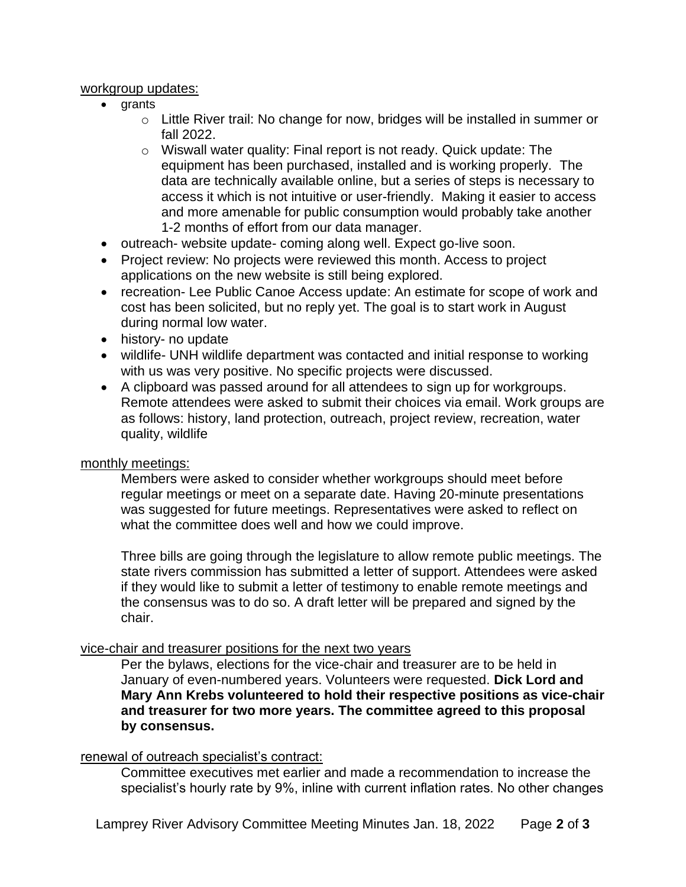workgroup updates:

- grants
  - Little River trail: No change for now, bridges will be installed in summer or fall 2022.
  - Wiswall water quality: Final report is not ready. Quick update: The equipment has been purchased, installed and is working properly. The data are technically available online, but a series of steps is necessary to access it which is not intuitive or user-friendly. Making it easier to access and more amenable for public consumption would probably take another 1-2 months of effort from our data manager.
- outreach- website update- coming along well. Expect go-live soon.
- Project review: No projects were reviewed this month. Access to project applications on the new website is still being explored.
- recreation- Lee Public Canoe Access update: An estimate for scope of work and cost has been solicited, but no reply yet. The goal is to start work in August during normal low water.
- history- no update
- wildlife- UNH wildlife department was contacted and initial response to working with us was very positive. No specific projects were discussed.
- A clipboard was passed around for all attendees to sign up for workgroups. Remote attendees were asked to submit their choices via email. Work groups are as follows: history, land protection, outreach, project review, recreation, water quality, wildlife

monthly meetings:

Members were asked to consider whether workgroups should meet before regular meetings or meet on a separate date. Having 20-minute presentations was suggested for future meetings. Representatives were asked to reflect on what the committee does well and how we could improve.

Three bills are going through the legislature to allow remote public meetings. The state rivers commission has submitted a letter of support. Attendees were asked if they would like to submit a letter of testimony to enable remote meetings and the consensus was to do so. A draft letter will be prepared and signed by the chair.

vice-chair and treasurer positions for the next two years

Per the bylaws, elections for the vice-chair and treasurer are to be held in January of even-numbered years. Volunteers were requested. **Dick Lord and Mary Ann Krebs volunteered to hold their respective positions as vice-chair and treasurer for two more years. The committee agreed to this proposal by consensus.**

renewal of outreach specialist's contract:

Committee executives met earlier and made a recommendation to increase the specialist's hourly rate by 9%, inline with current inflation rates. No other changes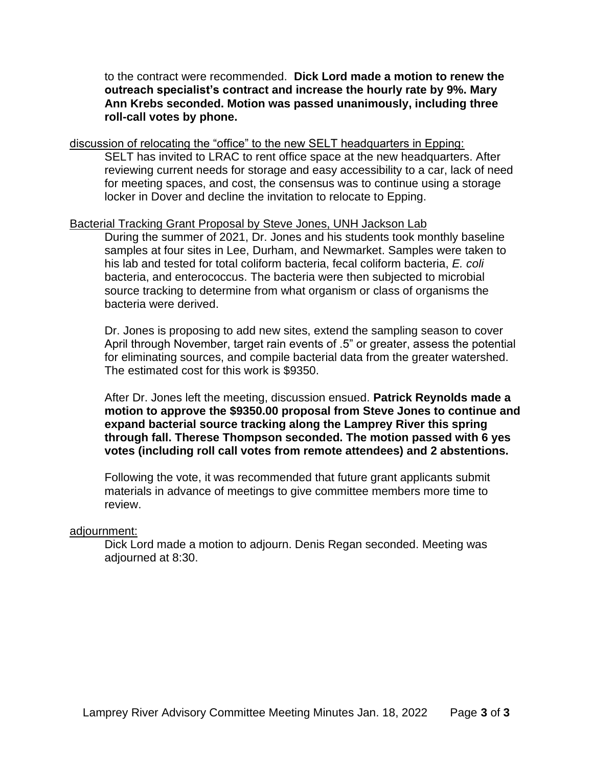to the contract were recommended. **Dick Lord made a motion to renew the outreach specialist's contract and increase the hourly rate by 9%. Mary Ann Krebs seconded. Motion was passed unanimously, including three roll-call votes by phone.**

<u>discussion of relocating the "office" to the new SELT headquarters in Epping:</u>

SELT has invited to LRAC to rent office space at the new headquarters. After reviewing current needs for storage and easy accessibility to a car, lack of need for meeting spaces, and cost, the consensus was to continue using a storage locker in Dover and decline the invitation to relocate to Epping.

<u>Bacterial Tracking Grant Proposal by Steve Jones, UNH Jackson Lab</u>

During the summer of 2021, Dr. Jones and his students took monthly baseline samples at four sites in Lee, Durham, and Newmarket. Samples were taken to his lab and tested for total coliform bacteria, fecal coliform bacteria, *E. coli* bacteria, and enterococcus. The bacteria were then subjected to microbial source tracking to determine from what organism or class of organisms the bacteria were derived.

Dr. Jones is proposing to add new sites, extend the sampling season to cover April through November, target rain events of .5" or greater, assess the potential for eliminating sources, and compile bacterial data from the greater watershed. The estimated cost for this work is $9350.

After Dr. Jones left the meeting, discussion ensued. **Patrick Reynolds made a motion to approve the $9350.00 proposal from Steve Jones to continue and expand bacterial source tracking along the Lamprey River this spring through fall. Therese Thompson seconded. The motion passed with 6 yes votes (including roll call votes from remote attendees) and 2 abstentions.**

Following the vote, it was recommended that future grant applicants submit materials in advance of meetings to give committee members more time to review.

<u>adjournment:</u>

Dick Lord made a motion to adjourn. Denis Regan seconded. Meeting was adjourned at 8:30.